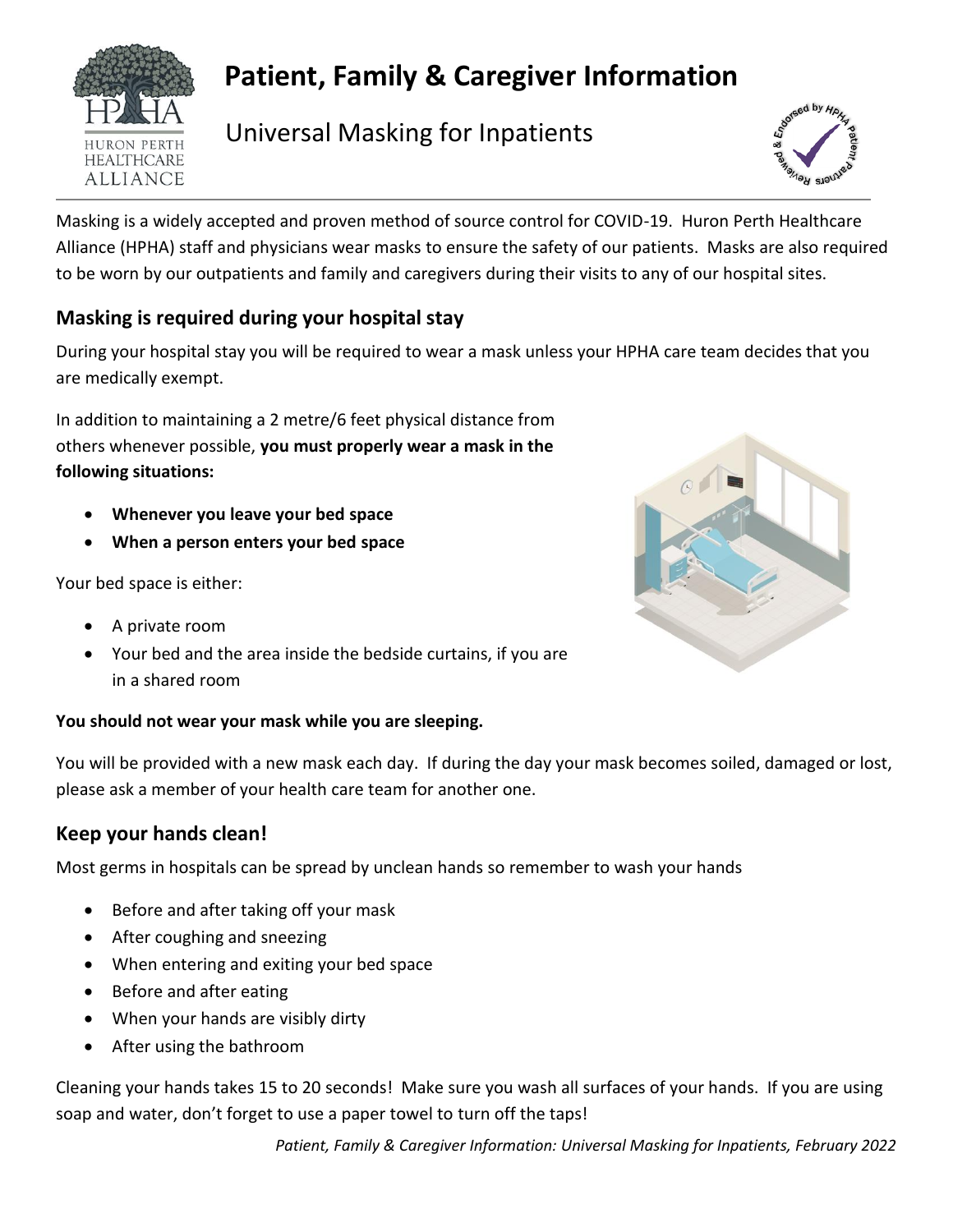# Patient, Family & Caregiver Information

## Universal Masking for Inpatients

Masking is a widely accepted and proven method of source control for COVID-19. Huron Perth Healthcare Alliance (HPHA) staff and physicians wear masks to ensure the safety of our patients. Masks are also required to be worn by our outpatients and family and caregivers during their visits to any of our hospital sites.

### Masking is required during your hospital stay

During your hospital stay you will be required to wear a mask unless your HPHA care team decides that you are medically exempt.

In addition to maintaining a 2 metre/6 feet physical distance from others whenever possible, **you must properly wear a mask in the following situations:**

- **Whenever you leave your bed space**
- **When a person enters your bed space**

Your bed space is either:

- A private room
- Your bed and the area inside the bedside curtains, if you are in a shared room

**You should not wear your mask while you are sleeping.**

You will be provided with a new mask each day. If during the day your mask becomes soiled, damaged or lost, please ask a member of your health care team for another one.

### Keep your hands clean!

Most germs in hospitals can be spread by unclean hands so remember to wash your hands

- Before and after taking off your mask
- After coughing and sneezing
- When entering and exiting your bed space
- Before and after eating
- When your hands are visibly dirty
- After using the bathroom

Cleaning your hands takes 15 to 20 seconds! Make sure you wash all surfaces of your hands. If you are using soap and water, don't forget to use a paper towel to turn off the taps!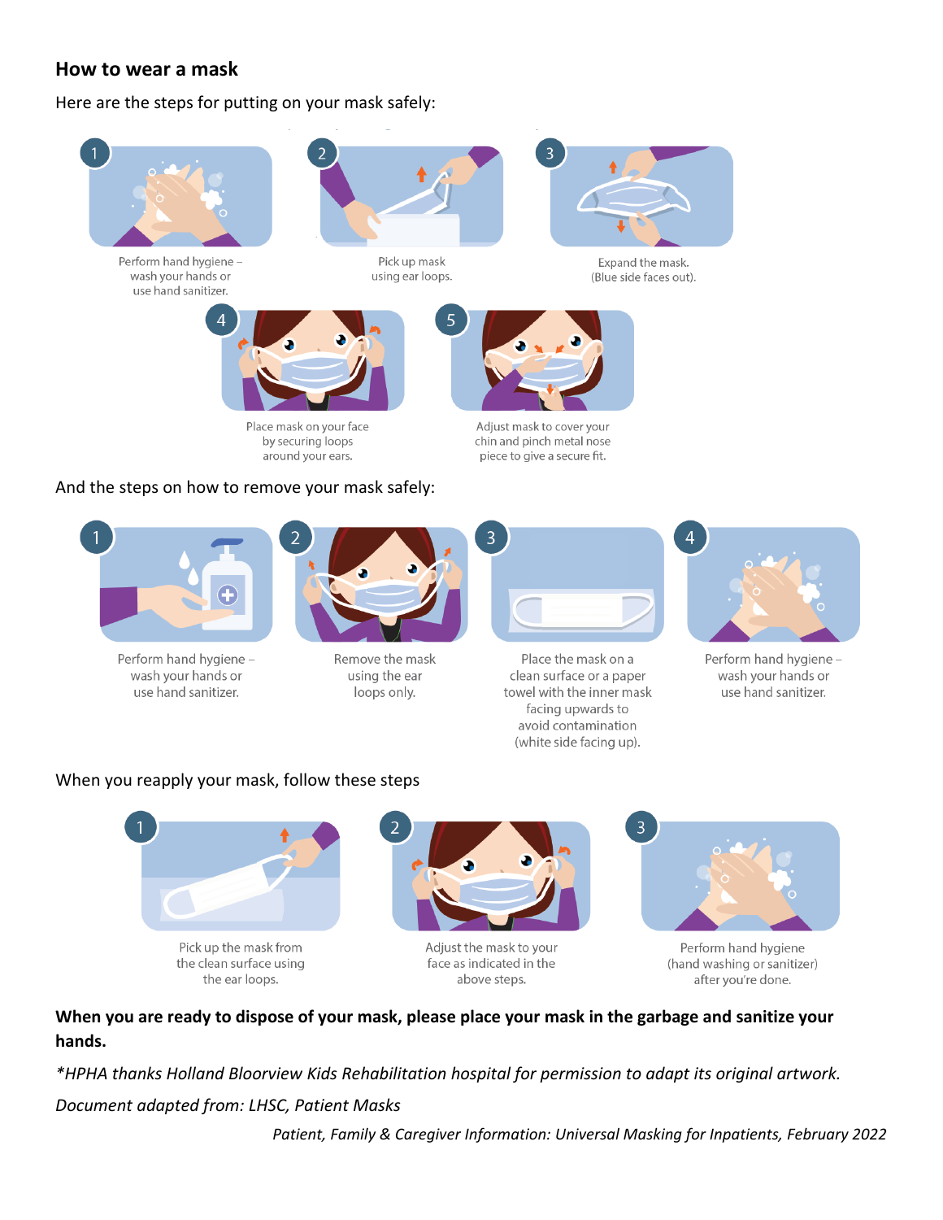## How to wear a mask

Here are the steps for putting on your mask safely:

1. Perform hand hygiene – wash your hands or use hand sanitizer.
2. Pick up mask using ear loops.
3. Expand the mask. (Blue side faces out).
4. Place mask on your face by securing loops around your ears.
5. Adjust mask to cover your chin and pinch metal nose piece to give a secure fit.

And the steps on how to remove your mask safely:

1. Perform hand hygiene – wash your hands or use hand sanitizer.
2. Remove the mask using the ear loops only.
3. Place the mask on a clean surface or a paper towel with the inner mask facing upwards to avoid contamination (white side facing up).
4. Perform hand hygiene – wash your hands or use hand sanitizer.

When you reapply your mask, follow these steps

1. Pick up the mask from the clean surface using the ear loops.
2. Adjust the mask to your face as indicated in the above steps.
3. Perform hand hygiene (hand washing or sanitizer) after you're done.

**When you are ready to dispose of your mask, please place your mask in the garbage and sanitize your hands.**

*\*HPHA thanks Holland Bloorview Kids Rehabilitation hospital for permission to adapt its original artwork.*

*Document adapted from: LHSC, Patient Masks*

*Patient, Family & Caregiver Information: Universal Masking for Inpatients, February 2022*